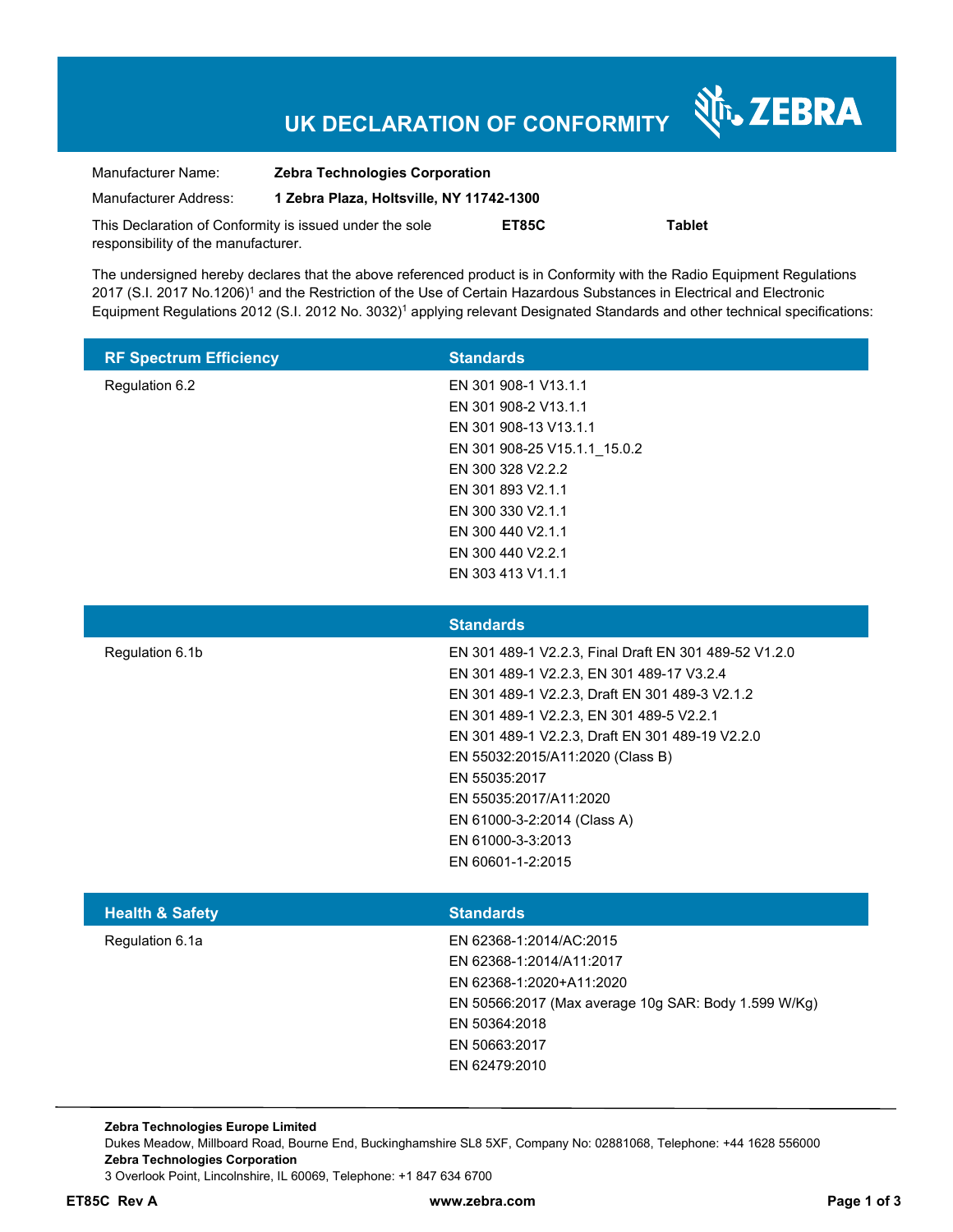# UK DECLARATION OF CONFORMITY

ZEBRA

| | |
|---|---|
| Manufacturer Name: | **Zebra Technologies Corporation** |
| Manufacturer Address: | **1 Zebra Plaza, Holtsville, NY 11742-1300** |

This Declaration of Conformity is issued under the sole responsibility of the manufacturer. **ET85C** **Tablet**

The undersigned hereby declares that the above referenced product is in Conformity with the Radio Equipment Regulations 2017 (S.I. 2017 No.1206)[1] and the Restriction of the Use of Certain Hazardous Substances in Electrical and Electronic Equipment Regulations 2012 (S.I. 2012 No. 3032)[1] applying relevant Designated Standards and other technical specifications:

| RF Spectrum Efficiency | Standards |
|---|---|
| Regulation 6.2 | EN 301 908-1 V13.1.1<br>EN 301 908-2 V13.1.1<br>EN 301 908-13 V13.1.1<br>EN 301 908-25 V15.1.1_15.0.2<br>EN 300 328 V2.2.2<br>EN 301 893 V2.1.1<br>EN 300 330 V2.1.1<br>EN 300 440 V2.1.1<br>EN 300 440 V2.2.1<br>EN 303 413 V1.1.1 |

| | Standards |
|---|---|
| Regulation 6.1b | EN 301 489-1 V2.2.3, Final Draft EN 301 489-52 V1.2.0<br>EN 301 489-1 V2.2.3, EN 301 489-17 V3.2.4<br>EN 301 489-1 V2.2.3, Draft EN 301 489-3 V2.1.2<br>EN 301 489-1 V2.2.3, EN 301 489-5 V2.2.1<br>EN 301 489-1 V2.2.3, Draft EN 301 489-19 V2.2.0<br>EN 55032:2015/A11:2020 (Class B)<br>EN 55035:2017<br>EN 55035:2017/A11:2020<br>EN 61000-3-2:2014 (Class A)<br>EN 61000-3-3:2013<br>EN 60601-1-2:2015 |

| Health & Safety | Standards |
|---|---|
| Regulation 6.1a | EN 62368-1:2014/AC:2015<br>EN 62368-1:2014/A11:2017<br>EN 62368-1:2020+A11:2020<br>EN 50566:2017 (Max average 10g SAR: Body 1.599 W/Kg)<br>EN 50364:2018<br>EN 50663:2017<br>EN 62479:2010 |

**Zebra Technologies Europe Limited**
Dukes Meadow, Millboard Road, Bourne End, Buckinghamshire SL8 5XF, Company No: 02881068, Telephone: +44 1628 556000
**Zebra Technologies Corporation**
3 Overlook Point, Lincolnshire, IL 60069, Telephone: +1 847 634 6700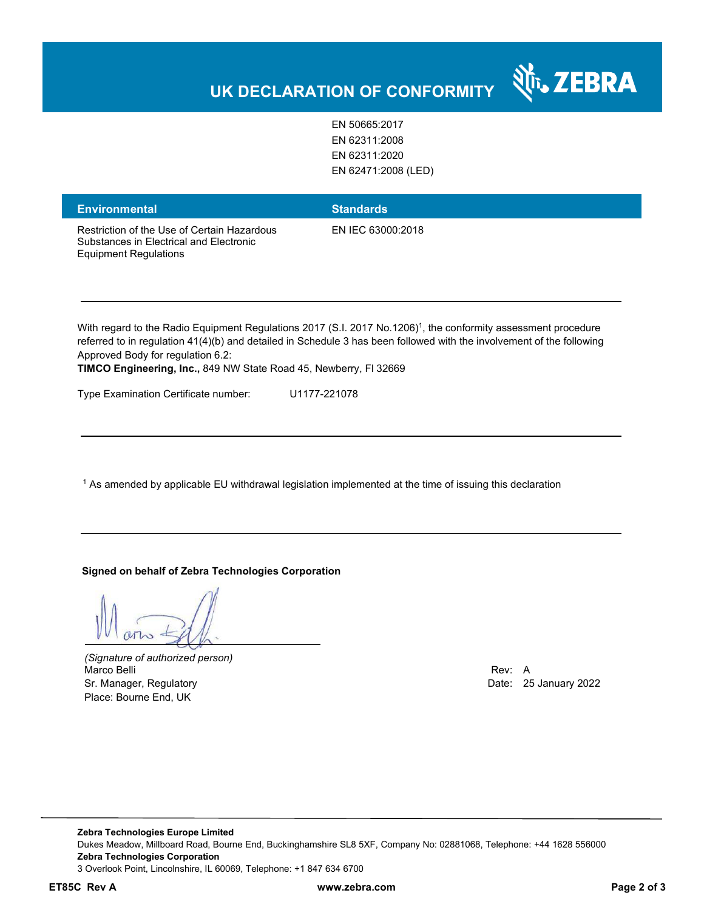# UK DECLARATION OF CONFORMITY

| | |
|---|---|
| | EN 50665:2017<br>EN 62311:2008<br>EN 62311:2020<br>EN 62471:2008 (LED) |

| Environmental | Standards |
|---|---|
| Restriction of the Use of Certain Hazardous Substances in Electrical and Electronic Equipment Regulations | EN IEC 63000:2018 |

With regard to the Radio Equipment Regulations 2017 (S.I. 2017 No.1206)[1], the conformity assessment procedure referred to in regulation 41(4)(b) and detailed in Schedule 3 has been followed with the involvement of the following Approved Body for regulation 6.2:

**TIMCO Engineering, Inc.,** 849 NW State Road 45, Newberry, Fl 32669

Type Examination Certificate number: U1177-221078

[1] As amended by applicable EU withdrawal legislation implemented at the time of issuing this declaration

**Signed on behalf of Zebra Technologies Corporation**

*(Signature of authorized person)*
Marco Belli
Sr. Manager, Regulatory
Place: Bourne End, UK

Rev: A
Date: 25 January 2022

**Zebra Technologies Europe Limited**
Dukes Meadow, Millboard Road, Bourne End, Buckinghamshire SL8 5XF, Company No: 02881068, Telephone: +44 1628 556000
**Zebra Technologies Corporation**
3 Overlook Point, Lincolnshire, IL 60069, Telephone: +1 847 634 6700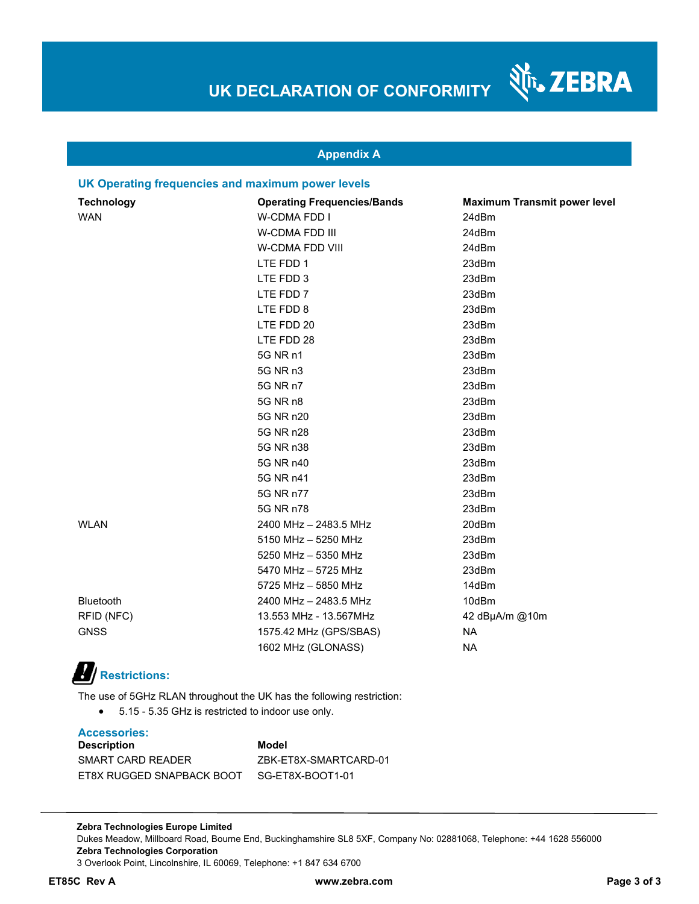# UK DECLARATION OF CONFORMITY

## Appendix A

### UK Operating frequencies and maximum power levels

| Technology | Operating Frequencies/Bands | Maximum Transmit power level |
|---|---|---|
| WAN | W-CDMA FDD I | 24dBm |
| | W-CDMA FDD III | 24dBm |
| | W-CDMA FDD VIII | 24dBm |
| | LTE FDD 1 | 23dBm |
| | LTE FDD 3 | 23dBm |
| | LTE FDD 7 | 23dBm |
| | LTE FDD 8 | 23dBm |
| | LTE FDD 20 | 23dBm |
| | LTE FDD 28 | 23dBm |
| | 5G NR n1 | 23dBm |
| | 5G NR n3 | 23dBm |
| | 5G NR n7 | 23dBm |
| | 5G NR n8 | 23dBm |
| | 5G NR n20 | 23dBm |
| | 5G NR n28 | 23dBm |
| | 5G NR n38 | 23dBm |
| | 5G NR n40 | 23dBm |
| | 5G NR n41 | 23dBm |
| | 5G NR n77 | 23dBm |
| | 5G NR n78 | 23dBm |
| WLAN | 2400 MHz – 2483.5 MHz | 20dBm |
| | 5150 MHz – 5250 MHz | 23dBm |
| | 5250 MHz – 5350 MHz | 23dBm |
| | 5470 MHz – 5725 MHz | 23dBm |
| | 5725 MHz – 5850 MHz | 14dBm |
| Bluetooth | 2400 MHz – 2483.5 MHz | 10dBm |
| RFID (NFC) | 13.553 MHz - 13.567MHz | 42 dBμA/m @10m |
| GNSS | 1575.42 MHz (GPS/SBAS) | NA |
| | 1602 MHz (GLONASS) | NA |

### Restrictions:

The use of 5GHz RLAN throughout the UK has the following restriction:

- 5.15 - 5.35 GHz is restricted to indoor use only.

### Accessories:

| Description | Model |
|---|---|
| SMART CARD READER | ZBK-ET8X-SMARTCARD-01 |
| ET8X RUGGED SNAPBACK BOOT | SG-ET8X-BOOT1-01 |

**Zebra Technologies Europe Limited**
Dukes Meadow, Millboard Road, Bourne End, Buckinghamshire SL8 5XF, Company No: 02881068, Telephone: +44 1628 556000
**Zebra Technologies Corporation**
3 Overlook Point, Lincolnshire, IL 60069, Telephone: +1 847 634 6700

**ET85C Rev A** **www.zebra.com**